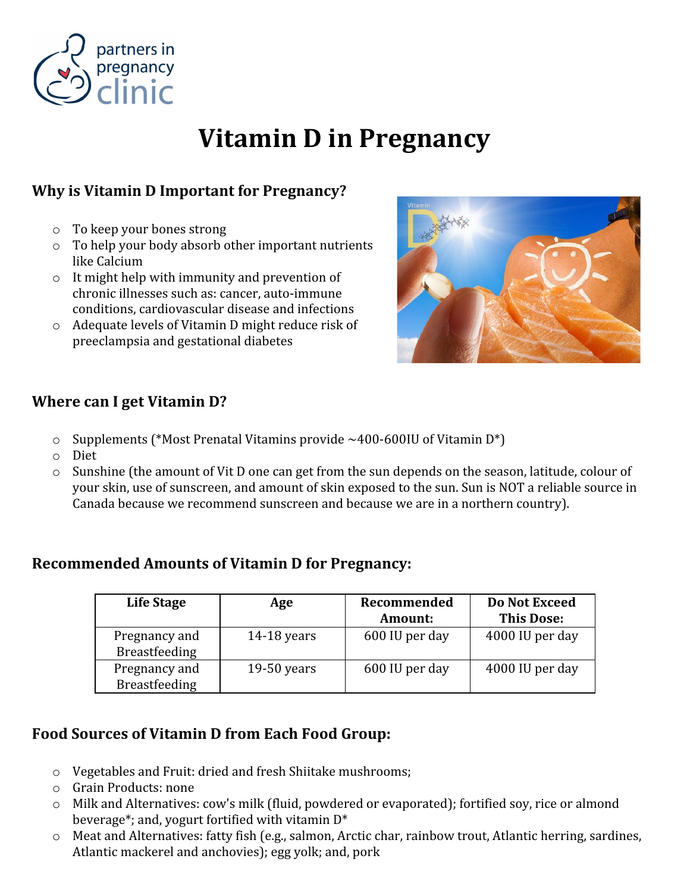partners in pregnancy clinic

# Vitamin D in Pregnancy

## Why is Vitamin D Important for Pregnancy?

- To keep your bones strong
- To help your body absorb other important nutrients like Calcium
- It might help with immunity and prevention of chronic illnesses such as: cancer, auto-immune conditions, cardiovascular disease and infections
- Adequate levels of Vitamin D might reduce risk of preeclampsia and gestational diabetes

## Where can I get Vitamin D?

- Supplements (*Most Prenatal Vitamins provide ~400-600IU of Vitamin D*)
- Diet
- Sunshine (the amount of Vit D one can get from the sun depends on the season, latitude, colour of your skin, use of sunscreen, and amount of skin exposed to the sun. Sun is NOT a reliable source in Canada because we recommend sunscreen and because we are in a northern country).

## Recommended Amounts of Vitamin D for Pregnancy:

| Life Stage | Age | Recommended Amount: | Do Not Exceed This Dose: |
|---|---|---|---|
| Pregnancy and Breastfeeding | 14-18 years | 600 IU per day | 4000 IU per day |
| Pregnancy and Breastfeeding | 19-50 years | 600 IU per day | 4000 IU per day |

## Food Sources of Vitamin D from Each Food Group:

- Vegetables and Fruit: dried and fresh Shiitake mushrooms;
- Grain Products: none
- Milk and Alternatives: cow's milk (fluid, powdered or evaporated); fortified soy, rice or almond beverage*; and, yogurt fortified with vitamin D*
- Meat and Alternatives: fatty fish (e.g., salmon, Arctic char, rainbow trout, Atlantic herring, sardines, Atlantic mackerel and anchovies); egg yolk; and, pork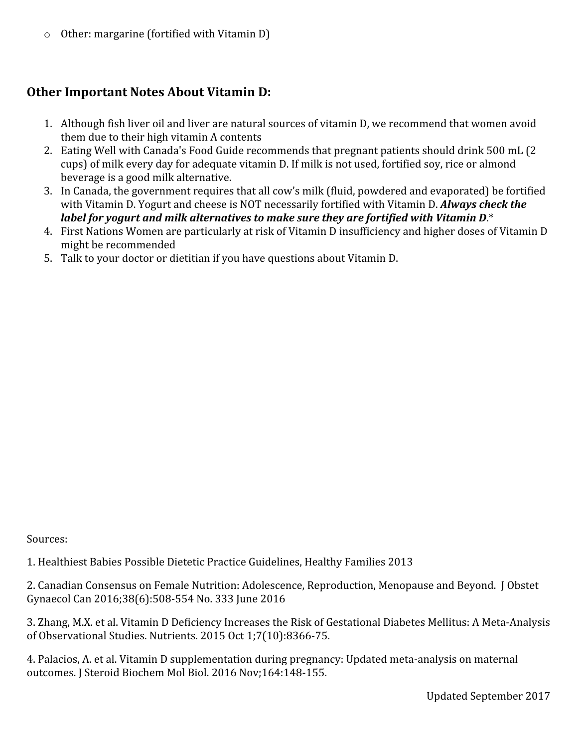- Other: margarine (fortified with Vitamin D)

## Other Important Notes About Vitamin D:

1. Although fish liver oil and liver are natural sources of vitamin D, we recommend that women avoid them due to their high vitamin A contents
2. Eating Well with Canada's Food Guide recommends that pregnant patients should drink 500 mL (2 cups) of milk every day for adequate vitamin D. If milk is not used, fortified soy, rice or almond beverage is a good milk alternative.
3. In Canada, the government requires that all cow's milk (fluid, powdered and evaporated) be fortified with Vitamin D. Yogurt and cheese is NOT necessarily fortified with Vitamin D. ***Always check the label for yogurt and milk alternatives to make sure they are fortified with Vitamin D***.*
4. First Nations Women are particularly at risk of Vitamin D insufficiency and higher doses of Vitamin D might be recommended
5. Talk to your doctor or dietitian if you have questions about Vitamin D.

Sources:

1. Healthiest Babies Possible Dietetic Practice Guidelines, Healthy Families 2013

2. Canadian Consensus on Female Nutrition: Adolescence, Reproduction, Menopause and Beyond. J Obstet Gynaecol Can 2016;38(6):508-554 No. 333 June 2016

3. Zhang, M.X. et al. Vitamin D Deficiency Increases the Risk of Gestational Diabetes Mellitus: A Meta-Analysis of Observational Studies. Nutrients. 2015 Oct 1;7(10):8366-75.

4. Palacios, A. et al. Vitamin D supplementation during pregnancy: Updated meta-analysis on maternal outcomes. J Steroid Biochem Mol Biol. 2016 Nov;164:148-155.

Updated September 2017